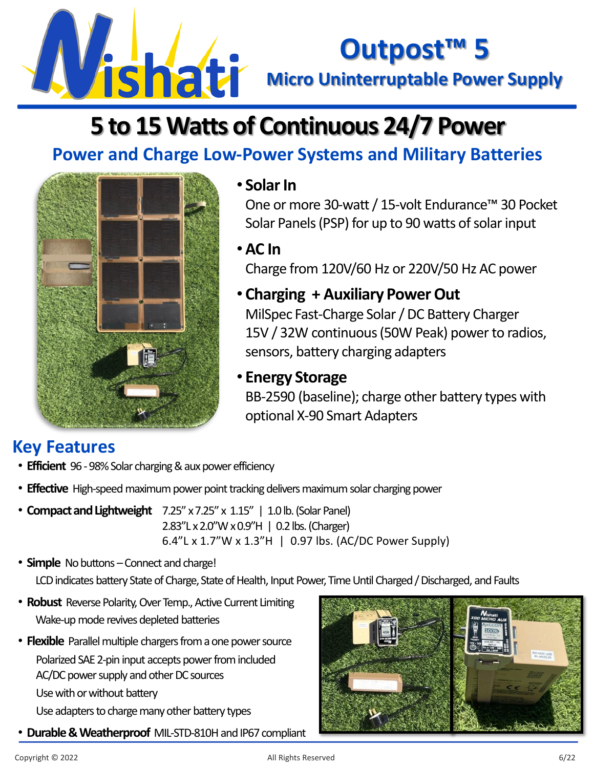# Nishati

## Outpost™ 5

### Micro Uninterruptable Power Supply

# 5 to 15 Watts of Continuous 24/7 Power

## Power and Charge Low-Power Systems and Military Batteries

- **Solar In**
  One or more 30-watt / 15-volt Endurance™ 30 Pocket Solar Panels (PSP) for up to 90 watts of solar input
- **AC In**
  Charge from 120V/60 Hz or 220V/50 Hz AC power
- **Charging + Auxiliary Power Out**
  MilSpec Fast-Charge Solar / DC Battery Charger
  15V / 32W continuous (50W Peak) power to radios, sensors, battery charging adapters
- **Energy Storage**
  BB-2590 (baseline); charge other battery types with optional X-90 Smart Adapters

## Key Features

- **Efficient** 96 - 98% Solar charging & aux power efficiency
- **Effective** High-speed maximum power point tracking delivers maximum solar charging power
- **Compact and Lightweight** 7.25" x 7.25" x 1.15" | 1.0 lb. (Solar Panel)
  2.83"L x 2.0"W x 0.9"H | 0.2 lbs. (Charger)
  6.4"L x 1.7"W x 1.3"H | 0.97 lbs. (AC/DC Power Supply)
- **Simple** No buttons – Connect and charge!
  LCD indicates battery State of Charge, State of Health, Input Power, Time Until Charged / Discharged, and Faults
- **Robust** Reverse Polarity, Over Temp., Active Current Limiting
  Wake-up mode revives depleted batteries
- **Flexible** Parallel multiple chargers from a one power source
  Polarized SAE 2-pin input accepts power from included AC/DC power supply and other DC sources
  Use with or without battery
  Use adapters to charge many other battery types
- **Durable & Weatherproof** MIL-STD-810H and IP67 compliant

Copyright © 2022 All Rights Reserved 6/22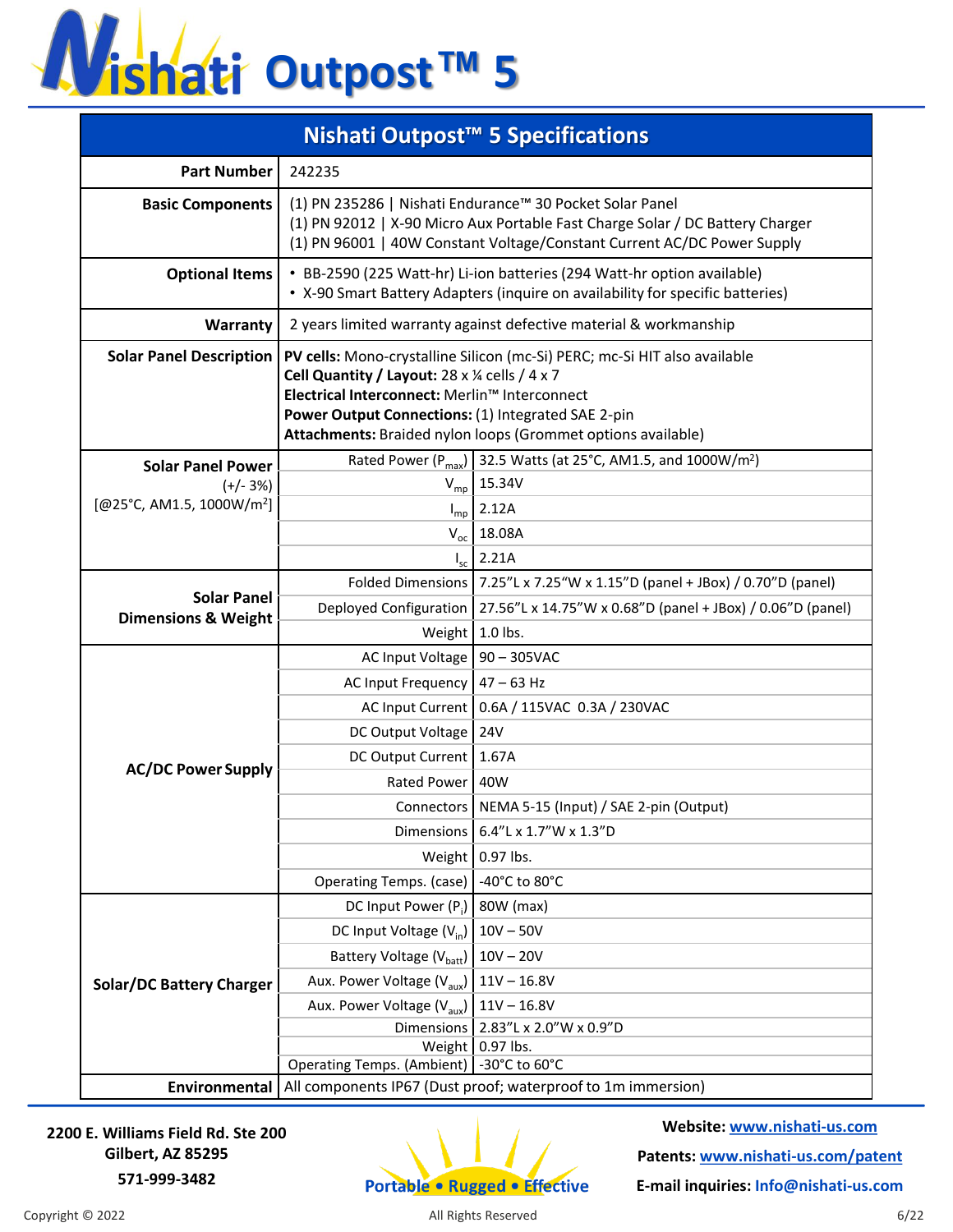# Nishati Outpost™ 5

## Nishati Outpost™ 5 Specifications

| | | |
|---|---|---|
| **Part Number** | 242235 | |
| **Basic Components** | (1) PN 235286 \| Nishati Endurance™ 30 Pocket Solar Panel<br>(1) PN 92012 \| X-90 Micro Aux Portable Fast Charge Solar / DC Battery Charger<br>(1) PN 96001 \| 40W Constant Voltage/Constant Current AC/DC Power Supply | |
| **Optional Items** | • BB-2590 (225 Watt-hr) Li-ion batteries (294 Watt-hr option available)<br>• X-90 Smart Battery Adapters (inquire on availability for specific batteries) | |
| **Warranty** | 2 years limited warranty against defective material & workmanship | |
| **Solar Panel Description** | **PV cells:** Mono-crystalline Silicon (mc-Si) PERC; mc-Si HIT also available<br>**Cell Quantity / Layout:** 28 x ¼ cells / 4 x 7<br>**Electrical Interconnect:** Merlin™ Interconnect<br>**Power Output Connections:** (1) Integrated SAE 2-pin<br>**Attachments:** Braided nylon loops (Grommet options available) | |
| **Solar Panel Power** (+/- 3%) [@25°C, AM1.5, 1000W/m²] | Rated Power ($P_{max}$) | 32.5 Watts (at 25°C, AM1.5, and 1000W/m²) |
| | $V_{mp}$ | 15.34V |
| | $I_{mp}$ | 2.12A |
| | $V_{oc}$ | 18.08A |
| | $I_{sc}$ | 2.21A |
| **Solar Panel Dimensions & Weight** | Folded Dimensions | 7.25"L x 7.25"W x 1.15"D (panel + JBox) / 0.70"D (panel) |
| | Deployed Configuration | 27.56"L x 14.75"W x 0.68"D (panel + JBox) / 0.06"D (panel) |
| | Weight | 1.0 lbs. |
| **AC/DC Power Supply** | AC Input Voltage | 90 – 305VAC |
| | AC Input Frequency | 47 – 63 Hz |
| | AC Input Current | 0.6A / 115VAC 0.3A / 230VAC |
| | DC Output Voltage | 24V |
| | DC Output Current | 1.67A |
| | Rated Power | 40W |
| | Connectors | NEMA 5-15 (Input) / SAE 2-pin (Output) |
| | Dimensions | 6.4"L x 1.7"W x 1.3"D |
| | Weight | 0.97 lbs. |
| | Operating Temps. (case) | -40°C to 80°C |
| **Solar/DC Battery Charger** | DC Input Power ($P_i$) | 80W (max) |
| | DC Input Voltage ($V_{in}$) | 10V – 50V |
| | Battery Voltage ($V_{batt}$) | 10V – 20V |
| | Aux. Power Voltage ($V_{aux}$) | 11V – 16.8V |
| | Aux. Power Voltage ($V_{aux}$) | 11V – 16.8V |
| | Dimensions | 2.83"L x 2.0"W x 0.9"D |
| | Weight | 0.97 lbs. |
| | Operating Temps. (Ambient) | -30°C to 60°C |
| **Environmental** | All components IP67 (Dust proof; waterproof to 1m immersion) | |

2200 E. Williams Field Rd. Ste 200
Gilbert, AZ 85295
571-999-3482

Portable • Rugged • Effective

**Website:** www.nishati-us.com
**Patents:** www.nishati-us.com/patent
**E-mail inquiries:** Info@nishati-us.com

Copyright © 2022 All Rights Reserved 6/22